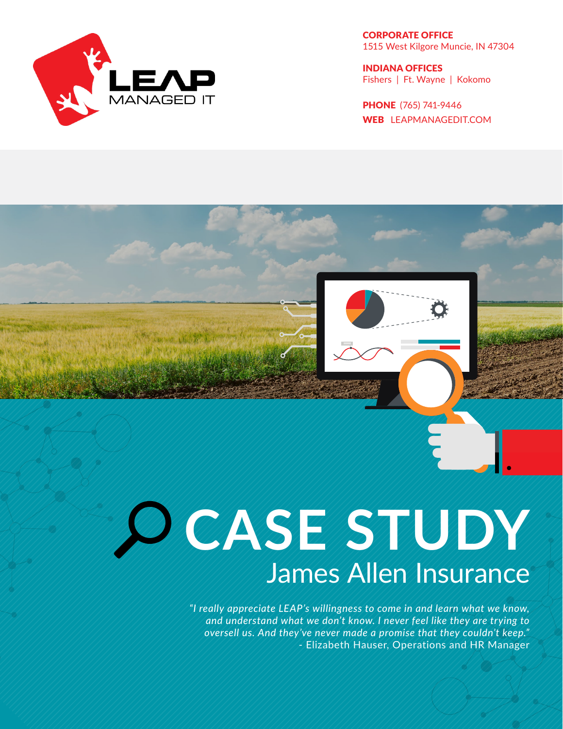LEAP MANAGED IT

**CORPORATE OFFICE**
1515 West Kilgore Muncie, IN 47304

**INDIANA OFFICES**
Fishers | Ft. Wayne | Kokomo

**PHONE** (765) 741-9446
**WEB** LEAPMANAGEDIT.COM

# CASE STUDY

## James Allen Insurance

*"I really appreciate LEAP's willingness to come in and learn what we know, and understand what we don't know. I never feel like they are trying to oversell us. And they've never made a promise that they couldn't keep."*
- Elizabeth Hauser, Operations and HR Manager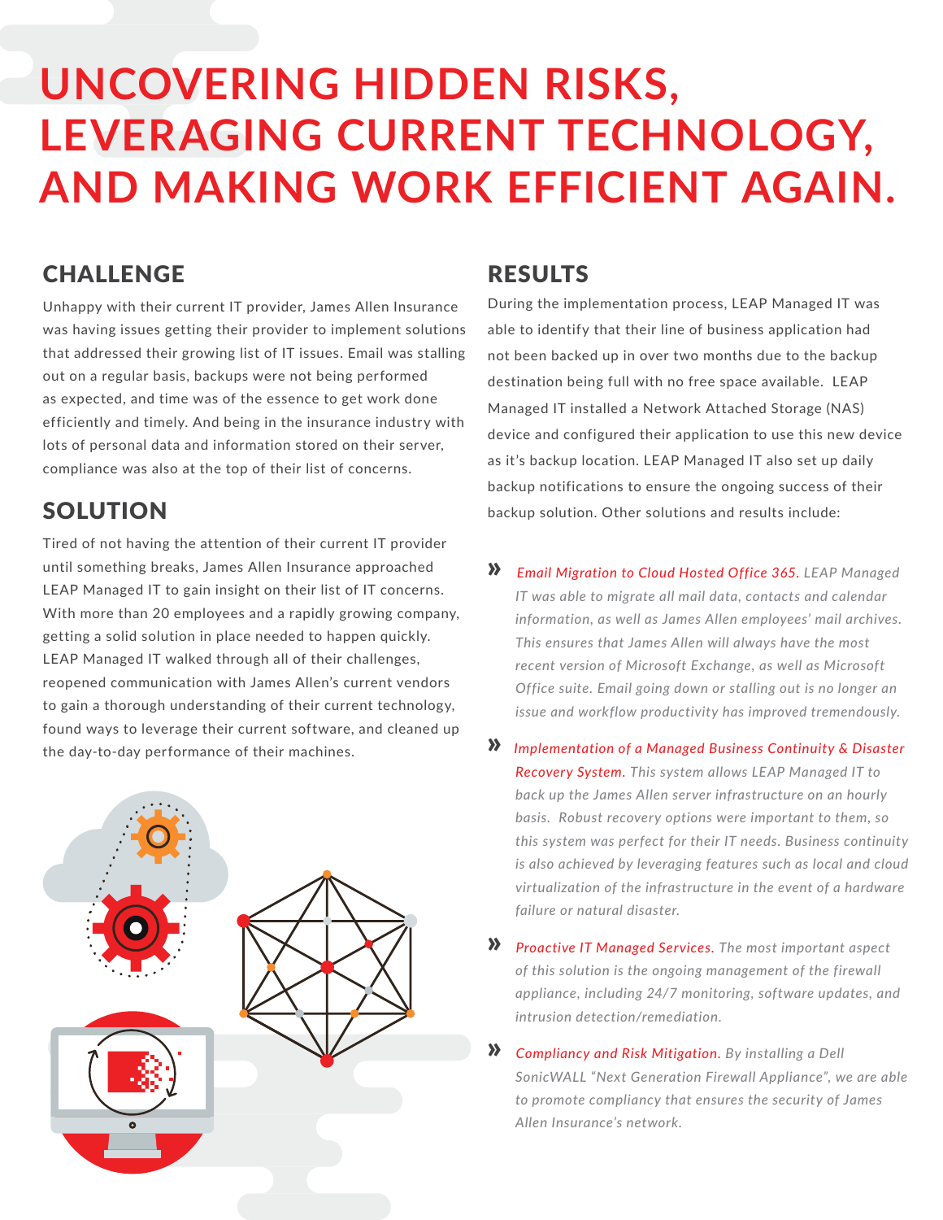# UNCOVERING HIDDEN RISKS, LEVERAGING CURRENT TECHNOLOGY, AND MAKING WORK EFFICIENT AGAIN.

## CHALLENGE

Unhappy with their current IT provider, James Allen Insurance was having issues getting their provider to implement solutions that addressed their growing list of IT issues. Email was stalling out on a regular basis, backups were not being performed as expected, and time was of the essence to get work done efficiently and timely. And being in the insurance industry with lots of personal data and information stored on their server, compliance was also at the top of their list of concerns.

## SOLUTION

Tired of not having the attention of their current IT provider until something breaks, James Allen Insurance approached LEAP Managed IT to gain insight on their list of IT concerns. With more than 20 employees and a rapidly growing company, getting a solid solution in place needed to happen quickly. LEAP Managed IT walked through all of their challenges, reopened communication with James Allen's current vendors to gain a thorough understanding of their current technology, found ways to leverage their current software, and cleaned up the day-to-day performance of their machines.

## RESULTS

During the implementation process, LEAP Managed IT was able to identify that their line of business application had not been backed up in over two months due to the backup destination being full with no free space available. LEAP Managed IT installed a Network Attached Storage (NAS) device and configured their application to use this new device as it's backup location. LEAP Managed IT also set up daily backup notifications to ensure the ongoing success of their backup solution. Other solutions and results include:

- *Email Migration to Cloud Hosted Office 365. LEAP Managed IT was able to migrate all mail data, contacts and calendar information, as well as James Allen employees' mail archives. This ensures that James Allen will always have the most recent version of Microsoft Exchange, as well as Microsoft Office suite. Email going down or stalling out is no longer an issue and workflow productivity has improved tremendously.*
- *Implementation of a Managed Business Continuity & Disaster Recovery System. This system allows LEAP Managed IT to back up the James Allen server infrastructure on an hourly basis. Robust recovery options were important to them, so this system was perfect for their IT needs. Business continuity is also achieved by leveraging features such as local and cloud virtualization of the infrastructure in the event of a hardware failure or natural disaster.*
- *Proactive IT Managed Services. The most important aspect of this solution is the ongoing management of the firewall appliance, including 24/7 monitoring, software updates, and intrusion detection/remediation.*
- *Compliancy and Risk Mitigation. By installing a Dell SonicWALL "Next Generation Firewall Appliance", we are able to promote compliancy that ensures the security of James Allen Insurance's network.*